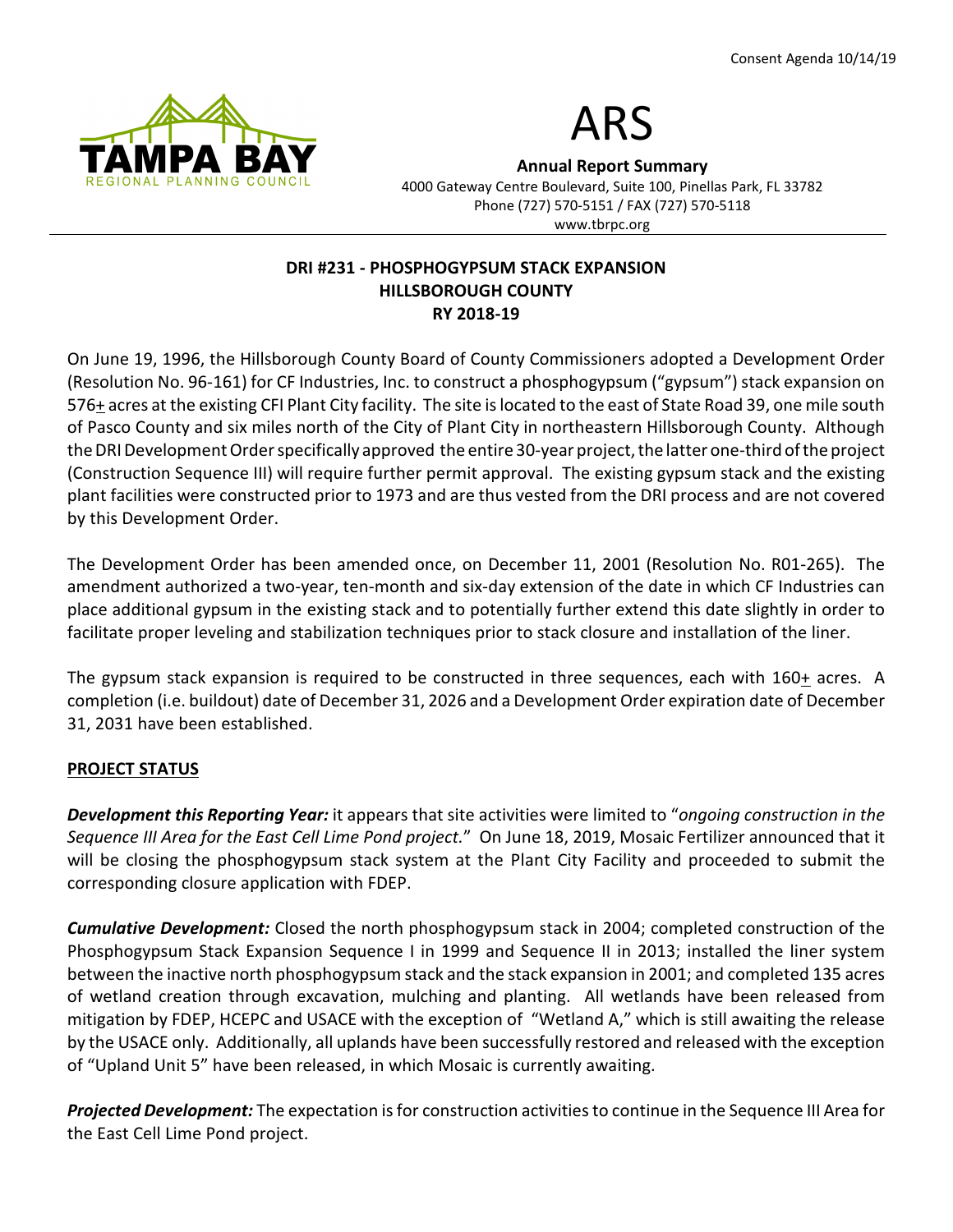Consent Agenda 10/14/19

TAMPA BAY REGIONAL PLANNING COUNCIL

# ARS

**Annual Report Summary**
4000 Gateway Centre Boulevard, Suite 100, Pinellas Park, FL 33782
Phone (727) 570-5151 / FAX (727) 570-5118
www.tbrpc.org

## DRI #231 - PHOSPHOGYPSUM STACK EXPANSION
## HILLSBOROUGH COUNTY
## RY 2018-19

On June 19, 1996, the Hillsborough County Board of County Commissioners adopted a Development Order (Resolution No. 96-161) for CF Industries, Inc. to construct a phosphogypsum ("gypsum") stack expansion on 576± acres at the existing CFI Plant City facility. The site is located to the east of State Road 39, one mile south of Pasco County and six miles north of the City of Plant City in northeastern Hillsborough County. Although the DRI Development Order specifically approved the entire 30-year project, the latter one-third of the project (Construction Sequence III) will require further permit approval. The existing gypsum stack and the existing plant facilities were constructed prior to 1973 and are thus vested from the DRI process and are not covered by this Development Order.

The Development Order has been amended once, on December 11, 2001 (Resolution No. R01-265). The amendment authorized a two-year, ten-month and six-day extension of the date in which CF Industries can place additional gypsum in the existing stack and to potentially further extend this date slightly in order to facilitate proper leveling and stabilization techniques prior to stack closure and installation of the liner.

The gypsum stack expansion is required to be constructed in three sequences, each with 160± acres. A completion (i.e. buildout) date of December 31, 2026 and a Development Order expiration date of December 31, 2031 have been established.

**PROJECT STATUS**

***Development this Reporting Year:*** it appears that site activities were limited to "*ongoing construction in the Sequence III Area for the East Cell Lime Pond project.*" On June 18, 2019, Mosaic Fertilizer announced that it will be closing the phosphogypsum stack system at the Plant City Facility and proceeded to submit the corresponding closure application with FDEP.

***Cumulative Development:*** Closed the north phosphogypsum stack in 2004; completed construction of the Phosphogypsum Stack Expansion Sequence I in 1999 and Sequence II in 2013; installed the liner system between the inactive north phosphogypsum stack and the stack expansion in 2001; and completed 135 acres of wetland creation through excavation, mulching and planting. All wetlands have been released from mitigation by FDEP, HCEPC and USACE with the exception of "Wetland A," which is still awaiting the release by the USACE only. Additionally, all uplands have been successfully restored and released with the exception of "Upland Unit 5" have been released, in which Mosaic is currently awaiting.

***Projected Development:*** The expectation is for construction activities to continue in the Sequence III Area for the East Cell Lime Pond project.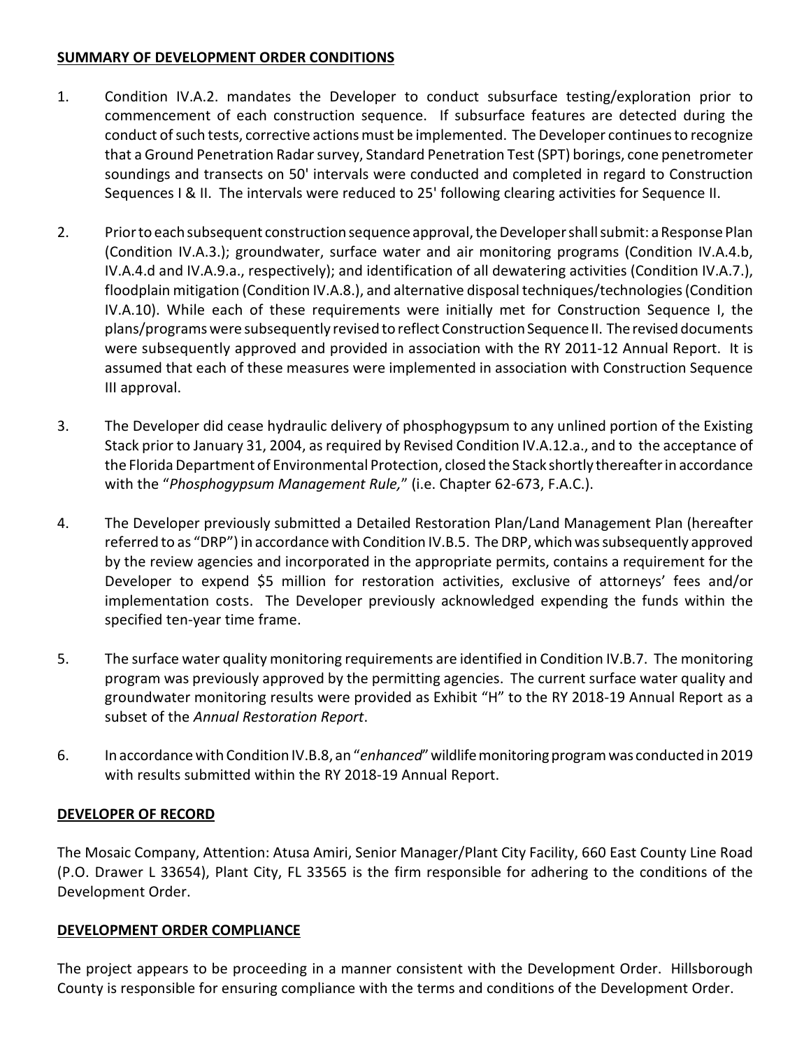**SUMMARY OF DEVELOPMENT ORDER CONDITIONS**

1. Condition IV.A.2. mandates the Developer to conduct subsurface testing/exploration prior to commencement of each construction sequence. If subsurface features are detected during the conduct of such tests, corrective actions must be implemented. The Developer continues to recognize that a Ground Penetration Radar survey, Standard Penetration Test (SPT) borings, cone penetrometer soundings and transects on 50' intervals were conducted and completed in regard to Construction Sequences I & II. The intervals were reduced to 25' following clearing activities for Sequence II.

2. Prior to each subsequent construction sequence approval, the Developer shall submit: a Response Plan (Condition IV.A.3.); groundwater, surface water and air monitoring programs (Condition IV.A.4.b, IV.A.4.d and IV.A.9.a., respectively); and identification of all dewatering activities (Condition IV.A.7.), floodplain mitigation (Condition IV.A.8.), and alternative disposal techniques/technologies (Condition IV.A.10). While each of these requirements were initially met for Construction Sequence I, the plans/programs were subsequently revised to reflect Construction Sequence II. The revised documents were subsequently approved and provided in association with the RY 2011-12 Annual Report. It is assumed that each of these measures were implemented in association with Construction Sequence III approval.

3. The Developer did cease hydraulic delivery of phosphogypsum to any unlined portion of the Existing Stack prior to January 31, 2004, as required by Revised Condition IV.A.12.a., and to the acceptance of the Florida Department of Environmental Protection, closed the Stack shortly thereafter in accordance with the "*Phosphogypsum Management Rule,*" (i.e. Chapter 62-673, F.A.C.).

4. The Developer previously submitted a Detailed Restoration Plan/Land Management Plan (hereafter referred to as "DRP") in accordance with Condition IV.B.5. The DRP, which was subsequently approved by the review agencies and incorporated in the appropriate permits, contains a requirement for the Developer to expend $5 million for restoration activities, exclusive of attorneys' fees and/or implementation costs. The Developer previously acknowledged expending the funds within the specified ten-year time frame.

5. The surface water quality monitoring requirements are identified in Condition IV.B.7. The monitoring program was previously approved by the permitting agencies. The current surface water quality and groundwater monitoring results were provided as Exhibit "H" to the RY 2018-19 Annual Report as a subset of the *Annual Restoration Report*.

6. In accordance with Condition IV.B.8, an "*enhanced*" wildlife monitoring program was conducted in 2019 with results submitted within the RY 2018-19 Annual Report.

**DEVELOPER OF RECORD**

The Mosaic Company, Attention: Atusa Amiri, Senior Manager/Plant City Facility, 660 East County Line Road (P.O. Drawer L 33654), Plant City, FL 33565 is the firm responsible for adhering to the conditions of the Development Order.

**DEVELOPMENT ORDER COMPLIANCE**

The project appears to be proceeding in a manner consistent with the Development Order. Hillsborough County is responsible for ensuring compliance with the terms and conditions of the Development Order.